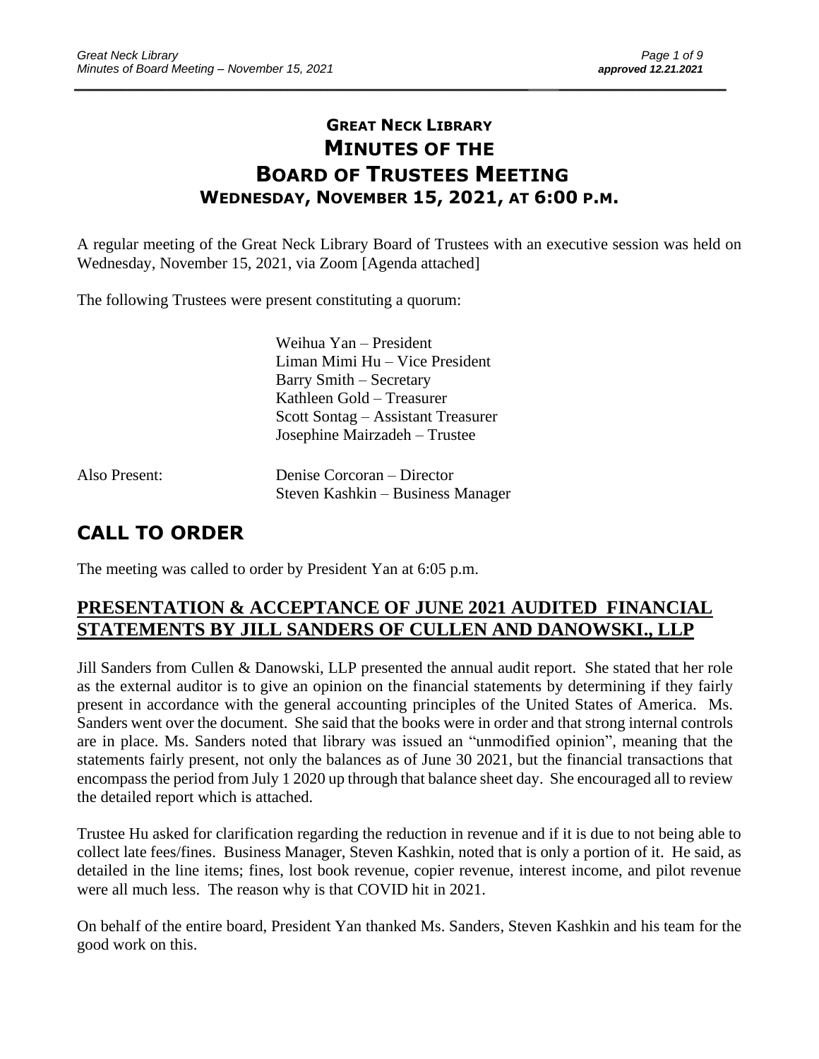# GREAT NECK LIBRARY
# MINUTES OF THE
# BOARD OF TRUSTEES MEETING
## WEDNESDAY, NOVEMBER 15, 2021, AT 6:00 P.M.

A regular meeting of the Great Neck Library Board of Trustees with an executive session was held on Wednesday, November 15, 2021, via Zoom [Agenda attached]

The following Trustees were present constituting a quorum:

Weihua Yan – President
Liman Mimi Hu – Vice President
Barry Smith – Secretary
Kathleen Gold – Treasurer
Scott Sontag – Assistant Treasurer
Josephine Mairzadeh – Trustee

Also Present: Denise Corcoran – Director
Steven Kashkin – Business Manager

# CALL TO ORDER

The meeting was called to order by President Yan at 6:05 p.m.

## PRESENTATION & ACCEPTANCE OF JUNE 2021 AUDITED FINANCIAL STATEMENTS BY JILL SANDERS OF CULLEN AND DANOWSKI., LLP

Jill Sanders from Cullen & Danowski, LLP presented the annual audit report. She stated that her role as the external auditor is to give an opinion on the financial statements by determining if they fairly present in accordance with the general accounting principles of the United States of America. Ms. Sanders went over the document. She said that the books were in order and that strong internal controls are in place. Ms. Sanders noted that library was issued an "unmodified opinion", meaning that the statements fairly present, not only the balances as of June 30 2021, but the financial transactions that encompass the period from July 1 2020 up through that balance sheet day. She encouraged all to review the detailed report which is attached.

Trustee Hu asked for clarification regarding the reduction in revenue and if it is due to not being able to collect late fees/fines. Business Manager, Steven Kashkin, noted that is only a portion of it. He said, as detailed in the line items; fines, lost book revenue, copier revenue, interest income, and pilot revenue were all much less. The reason why is that COVID hit in 2021.

On behalf of the entire board, President Yan thanked Ms. Sanders, Steven Kashkin and his team for the good work on this.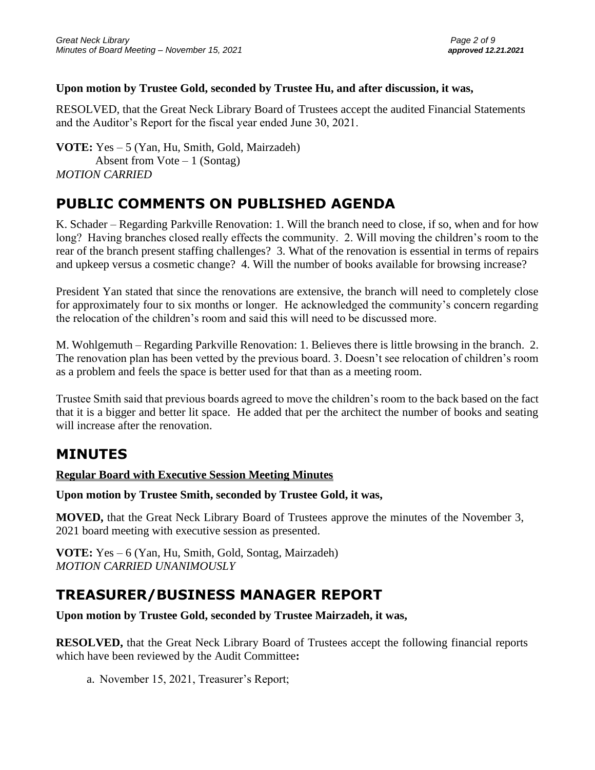**Upon motion by Trustee Gold, seconded by Trustee Hu, and after discussion, it was,**

RESOLVED, that the Great Neck Library Board of Trustees accept the audited Financial Statements and the Auditor's Report for the fiscal year ended June 30, 2021.

**VOTE:** Yes – 5 (Yan, Hu, Smith, Gold, Mairzadeh)
Absent from Vote – 1 (Sontag)
*MOTION CARRIED*

## PUBLIC COMMENTS ON PUBLISHED AGENDA

K. Schader – Regarding Parkville Renovation: 1. Will the branch need to close, if so, when and for how long? Having branches closed really effects the community. 2. Will moving the children's room to the rear of the branch present staffing challenges? 3. What of the renovation is essential in terms of repairs and upkeep versus a cosmetic change? 4. Will the number of books available for browsing increase?

President Yan stated that since the renovations are extensive, the branch will need to completely close for approximately four to six months or longer. He acknowledged the community's concern regarding the relocation of the children's room and said this will need to be discussed more.

M. Wohlgemuth – Regarding Parkville Renovation: 1. Believes there is little browsing in the branch. 2. The renovation plan has been vetted by the previous board. 3. Doesn't see relocation of children's room as a problem and feels the space is better used for that than as a meeting room.

Trustee Smith said that previous boards agreed to move the children's room to the back based on the fact that it is a bigger and better lit space. He added that per the architect the number of books and seating will increase after the renovation.

## MINUTES

**Regular Board with Executive Session Meeting Minutes**

**Upon motion by Trustee Smith, seconded by Trustee Gold, it was,**

**MOVED,** that the Great Neck Library Board of Trustees approve the minutes of the November 3, 2021 board meeting with executive session as presented.

**VOTE:** Yes – 6 (Yan, Hu, Smith, Gold, Sontag, Mairzadeh)
*MOTION CARRIED UNANIMOUSLY*

## TREASURER/BUSINESS MANAGER REPORT

**Upon motion by Trustee Gold, seconded by Trustee Mairzadeh, it was,**

**RESOLVED,** that the Great Neck Library Board of Trustees accept the following financial reports which have been reviewed by the Audit Committee**:**

a. November 15, 2021, Treasurer's Report;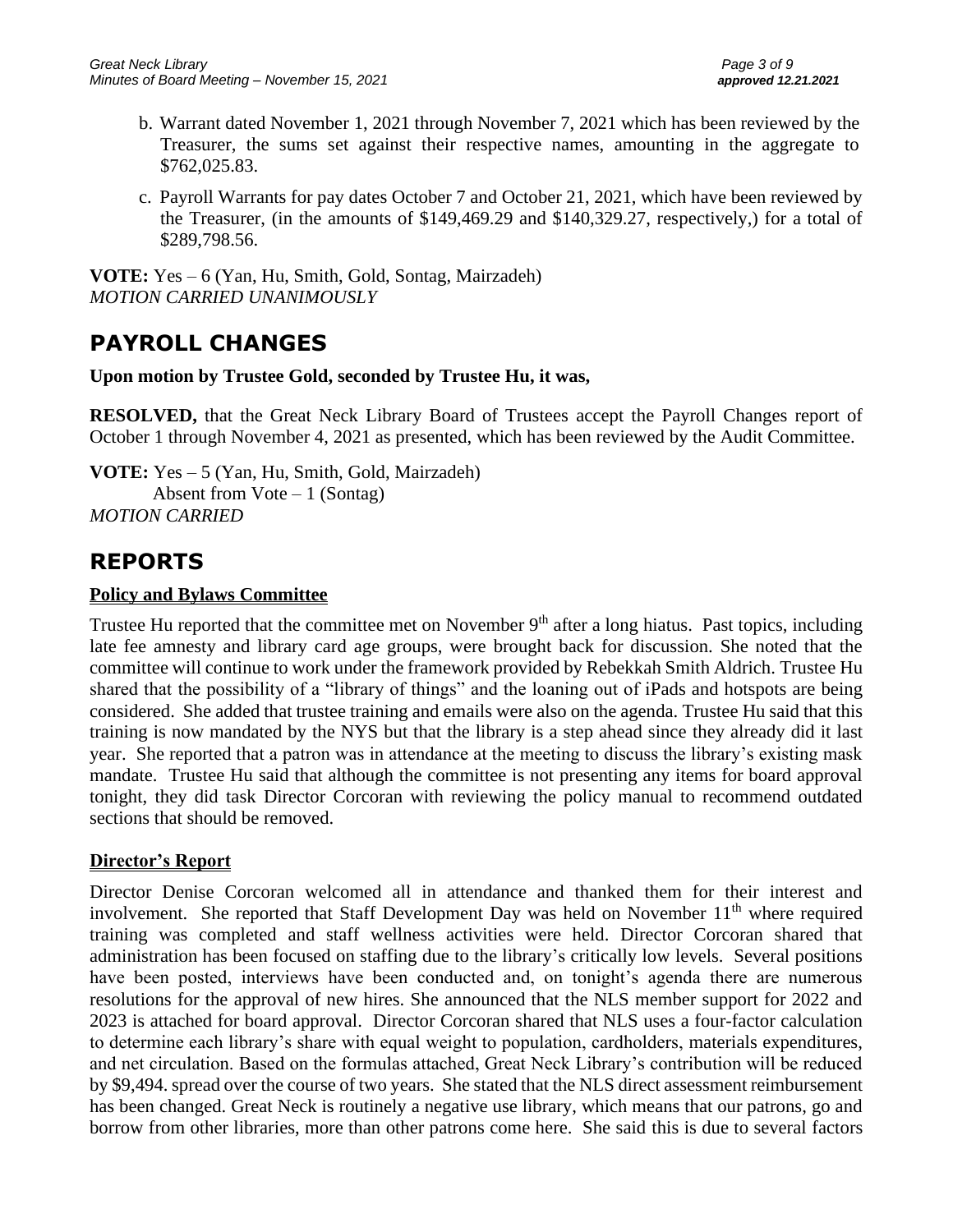b. Warrant dated November 1, 2021 through November 7, 2021 which has been reviewed by the Treasurer, the sums set against their respective names, amounting in the aggregate to $762,025.83.

c. Payroll Warrants for pay dates October 7 and October 21, 2021, which have been reviewed by the Treasurer, (in the amounts of $149,469.29 and $140,329.27, respectively,) for a total of $289,798.56.

**VOTE:** Yes – 6 (Yan, Hu, Smith, Gold, Sontag, Mairzadeh)
*MOTION CARRIED UNANIMOUSLY*

# PAYROLL CHANGES

**Upon motion by Trustee Gold, seconded by Trustee Hu, it was,**

**RESOLVED,** that the Great Neck Library Board of Trustees accept the Payroll Changes report of October 1 through November 4, 2021 as presented, which has been reviewed by the Audit Committee.

**VOTE:** Yes – 5 (Yan, Hu, Smith, Gold, Mairzadeh)
Absent from Vote – 1 (Sontag)
*MOTION CARRIED*

# REPORTS

## Policy and Bylaws Committee

Trustee Hu reported that the committee met on November 9th after a long hiatus. Past topics, including late fee amnesty and library card age groups, were brought back for discussion. She noted that the committee will continue to work under the framework provided by Rebekkah Smith Aldrich. Trustee Hu shared that the possibility of a "library of things" and the loaning out of iPads and hotspots are being considered. She added that trustee training and emails were also on the agenda. Trustee Hu said that this training is now mandated by the NYS but that the library is a step ahead since they already did it last year. She reported that a patron was in attendance at the meeting to discuss the library's existing mask mandate. Trustee Hu said that although the committee is not presenting any items for board approval tonight, they did task Director Corcoran with reviewing the policy manual to recommend outdated sections that should be removed.

## Director's Report

Director Denise Corcoran welcomed all in attendance and thanked them for their interest and involvement. She reported that Staff Development Day was held on November 11th where required training was completed and staff wellness activities were held. Director Corcoran shared that administration has been focused on staffing due to the library's critically low levels. Several positions have been posted, interviews have been conducted and, on tonight's agenda there are numerous resolutions for the approval of new hires. She announced that the NLS member support for 2022 and 2023 is attached for board approval. Director Corcoran shared that NLS uses a four-factor calculation to determine each library's share with equal weight to population, cardholders, materials expenditures, and net circulation. Based on the formulas attached, Great Neck Library's contribution will be reduced by $9,494. spread over the course of two years. She stated that the NLS direct assessment reimbursement has been changed. Great Neck is routinely a negative use library, which means that our patrons, go and borrow from other libraries, more than other patrons come here. She said this is due to several factors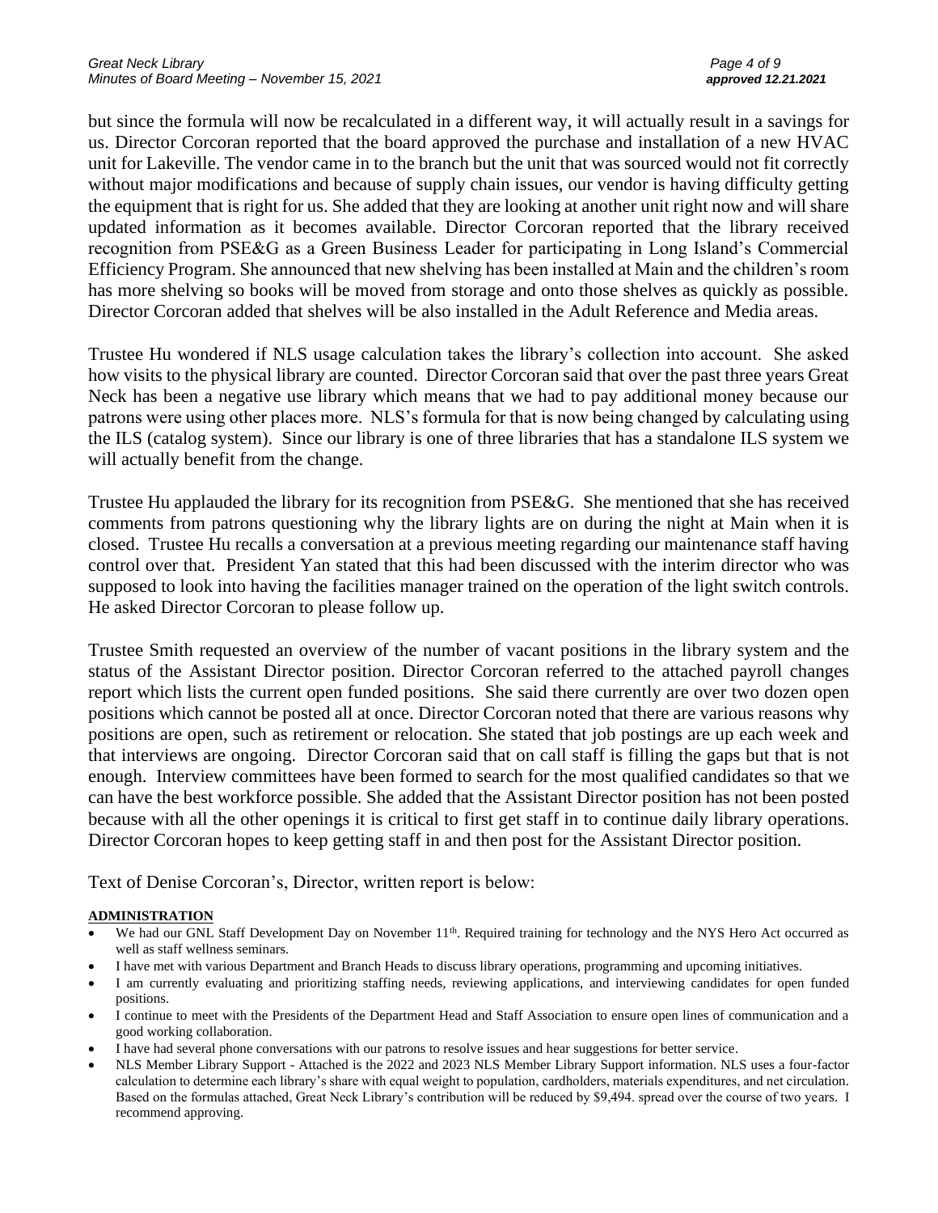but since the formula will now be recalculated in a different way, it will actually result in a savings for us. Director Corcoran reported that the board approved the purchase and installation of a new HVAC unit for Lakeville. The vendor came in to the branch but the unit that was sourced would not fit correctly without major modifications and because of supply chain issues, our vendor is having difficulty getting the equipment that is right for us. She added that they are looking at another unit right now and will share updated information as it becomes available. Director Corcoran reported that the library received recognition from PSE&G as a Green Business Leader for participating in Long Island's Commercial Efficiency Program. She announced that new shelving has been installed at Main and the children's room has more shelving so books will be moved from storage and onto those shelves as quickly as possible. Director Corcoran added that shelves will be also installed in the Adult Reference and Media areas.

Trustee Hu wondered if NLS usage calculation takes the library's collection into account. She asked how visits to the physical library are counted. Director Corcoran said that over the past three years Great Neck has been a negative use library which means that we had to pay additional money because our patrons were using other places more. NLS's formula for that is now being changed by calculating using the ILS (catalog system). Since our library is one of three libraries that has a standalone ILS system we will actually benefit from the change.

Trustee Hu applauded the library for its recognition from PSE&G. She mentioned that she has received comments from patrons questioning why the library lights are on during the night at Main when it is closed. Trustee Hu recalls a conversation at a previous meeting regarding our maintenance staff having control over that. President Yan stated that this had been discussed with the interim director who was supposed to look into having the facilities manager trained on the operation of the light switch controls. He asked Director Corcoran to please follow up.

Trustee Smith requested an overview of the number of vacant positions in the library system and the status of the Assistant Director position. Director Corcoran referred to the attached payroll changes report which lists the current open funded positions. She said there currently are over two dozen open positions which cannot be posted all at once. Director Corcoran noted that there are various reasons why positions are open, such as retirement or relocation. She stated that job postings are up each week and that interviews are ongoing. Director Corcoran said that on call staff is filling the gaps but that is not enough. Interview committees have been formed to search for the most qualified candidates so that we can have the best workforce possible. She added that the Assistant Director position has not been posted because with all the other openings it is critical to first get staff in to continue daily library operations. Director Corcoran hopes to keep getting staff in and then post for the Assistant Director position.

Text of Denise Corcoran's, Director, written report is below:

**ADMINISTRATION**

- We had our GNL Staff Development Day on November 11th. Required training for technology and the NYS Hero Act occurred as well as staff wellness seminars.
- I have met with various Department and Branch Heads to discuss library operations, programming and upcoming initiatives.
- I am currently evaluating and prioritizing staffing needs, reviewing applications, and interviewing candidates for open funded positions.
- I continue to meet with the Presidents of the Department Head and Staff Association to ensure open lines of communication and a good working collaboration.
- I have had several phone conversations with our patrons to resolve issues and hear suggestions for better service.
- NLS Member Library Support - Attached is the 2022 and 2023 NLS Member Library Support information. NLS uses a four-factor calculation to determine each library's share with equal weight to population, cardholders, materials expenditures, and net circulation. Based on the formulas attached, Great Neck Library's contribution will be reduced by $9,494. spread over the course of two years. I recommend approving.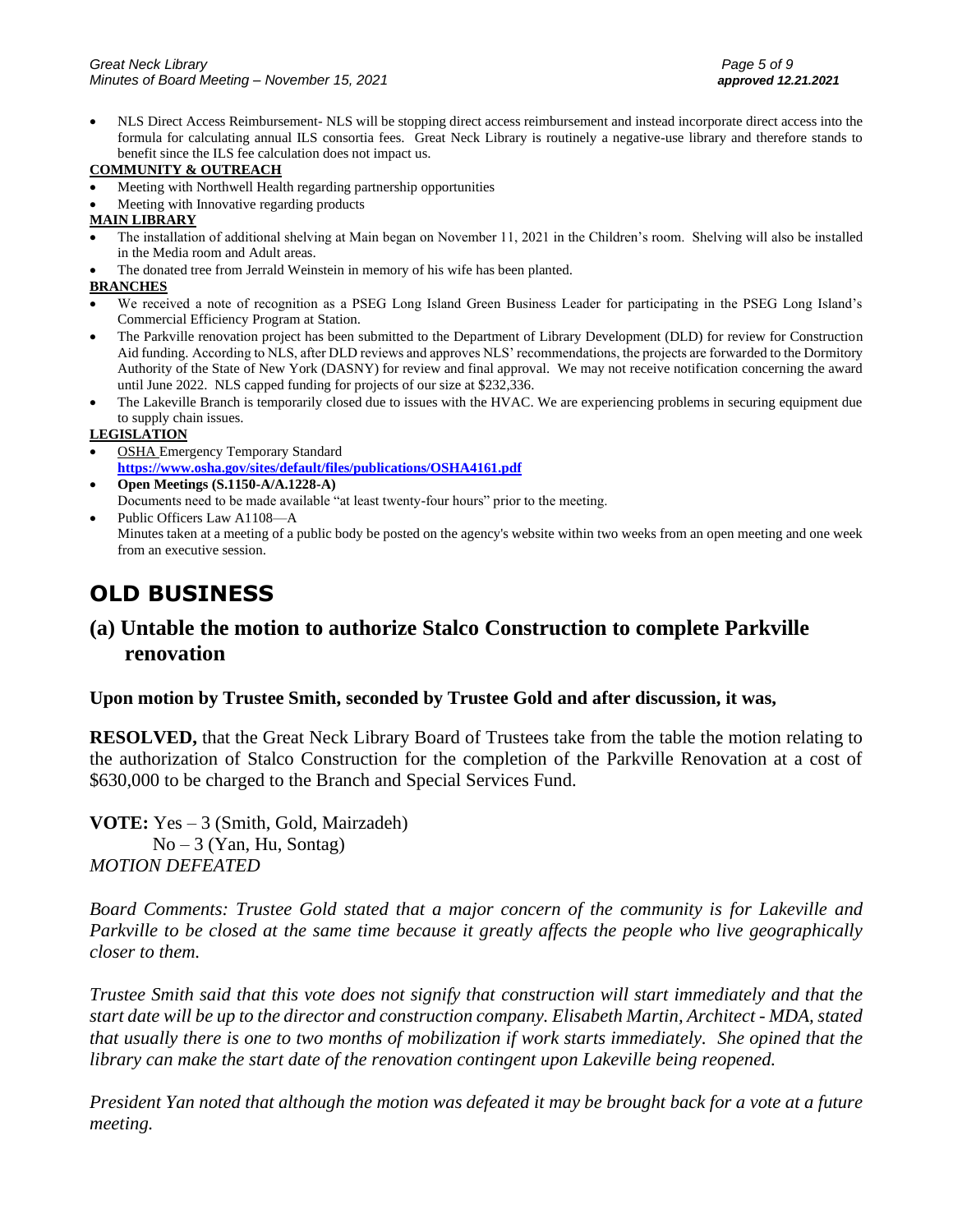- NLS Direct Access Reimbursement- NLS will be stopping direct access reimbursement and instead incorporate direct access into the formula for calculating annual ILS consortia fees. Great Neck Library is routinely a negative-use library and therefore stands to benefit since the ILS fee calculation does not impact us.

**COMMUNITY & OUTREACH**

- Meeting with Northwell Health regarding partnership opportunities
- Meeting with Innovative regarding products

**MAIN LIBRARY**

- The installation of additional shelving at Main began on November 11, 2021 in the Children's room. Shelving will also be installed in the Media room and Adult areas.
- The donated tree from Jerrald Weinstein in memory of his wife has been planted.

**BRANCHES**

- We received a note of recognition as a PSEG Long Island Green Business Leader for participating in the PSEG Long Island's Commercial Efficiency Program at Station.
- The Parkville renovation project has been submitted to the Department of Library Development (DLD) for review for Construction Aid funding. According to NLS, after DLD reviews and approves NLS' recommendations, the projects are forwarded to the Dormitory Authority of the State of New York (DASNY) for review and final approval. We may not receive notification concerning the award until June 2022. NLS capped funding for projects of our size at $232,336.
- The Lakeville Branch is temporarily closed due to issues with the HVAC. We are experiencing problems in securing equipment due to supply chain issues.

**LEGISLATION**

- OSHA Emergency Temporary Standard
  **https://www.osha.gov/sites/default/files/publications/OSHA4161.pdf**
- **Open Meetings (S.1150-A/A.1228-A)**
  Documents need to be made available "at least twenty-four hours" prior to the meeting.
- Public Officers Law A1108—A
  Minutes taken at a meeting of a public body be posted on the agency's website within two weeks from an open meeting and one week from an executive session.

# OLD BUSINESS

## (a) Untable the motion to authorize Stalco Construction to complete Parkville renovation

**Upon motion by Trustee Smith, seconded by Trustee Gold and after discussion, it was,**

**RESOLVED,** that the Great Neck Library Board of Trustees take from the table the motion relating to the authorization of Stalco Construction for the completion of the Parkville Renovation at a cost of $630,000 to be charged to the Branch and Special Services Fund.

**VOTE:** Yes – 3 (Smith, Gold, Mairzadeh)
No – 3 (Yan, Hu, Sontag)
*MOTION DEFEATED*

*Board Comments: Trustee Gold stated that a major concern of the community is for Lakeville and Parkville to be closed at the same time because it greatly affects the people who live geographically closer to them.*

*Trustee Smith said that this vote does not signify that construction will start immediately and that the start date will be up to the director and construction company. Elisabeth Martin, Architect - MDA, stated that usually there is one to two months of mobilization if work starts immediately. She opined that the library can make the start date of the renovation contingent upon Lakeville being reopened.*

*President Yan noted that although the motion was defeated it may be brought back for a vote at a future meeting.*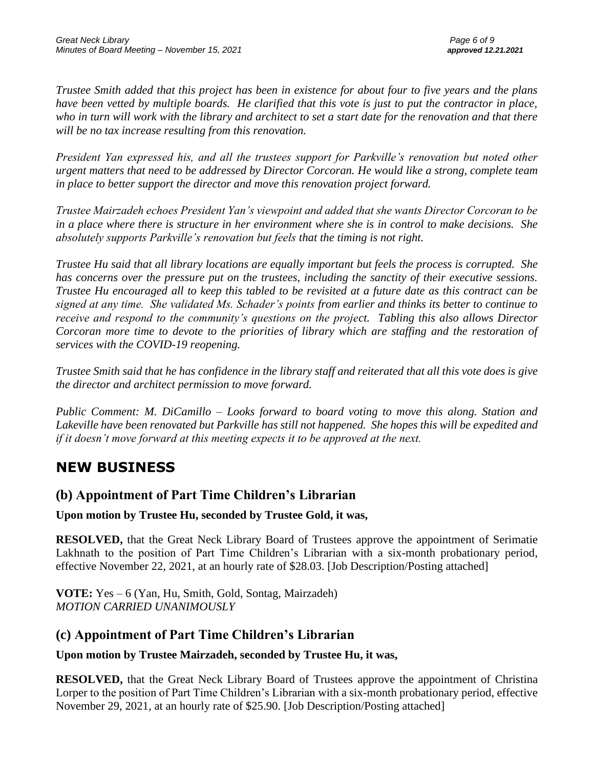*Trustee Smith added that this project has been in existence for about four to five years and the plans have been vetted by multiple boards. He clarified that this vote is just to put the contractor in place, who in turn will work with the library and architect to set a start date for the renovation and that there will be no tax increase resulting from this renovation.*

*President Yan expressed his, and all the trustees support for Parkville's renovation but noted other urgent matters that need to be addressed by Director Corcoran. He would like a strong, complete team in place to better support the director and move this renovation project forward.*

*Trustee Mairzadeh echoes President Yan's viewpoint and added that she wants Director Corcoran to be in a place where there is structure in her environment where she is in control to make decisions. She absolutely supports Parkville's renovation but feels that the timing is not right.*

*Trustee Hu said that all library locations are equally important but feels the process is corrupted. She has concerns over the pressure put on the trustees, including the sanctity of their executive sessions. Trustee Hu encouraged all to keep this tabled to be revisited at a future date as this contract can be signed at any time. She validated Ms. Schader's points from earlier and thinks its better to continue to receive and respond to the community's questions on the project. Tabling this also allows Director Corcoran more time to devote to the priorities of library which are staffing and the restoration of services with the COVID-19 reopening.*

*Trustee Smith said that he has confidence in the library staff and reiterated that all this vote does is give the director and architect permission to move forward.*

*Public Comment: M. DiCamillo – Looks forward to board voting to move this along. Station and Lakeville have been renovated but Parkville has still not happened. She hopes this will be expedited and if it doesn't move forward at this meeting expects it to be approved at the next.*

# NEW BUSINESS

## (b) Appointment of Part Time Children's Librarian

**Upon motion by Trustee Hu, seconded by Trustee Gold, it was,**

**RESOLVED,** that the Great Neck Library Board of Trustees approve the appointment of Serimatie Lakhnath to the position of Part Time Children's Librarian with a six-month probationary period, effective November 22, 2021, at an hourly rate of $28.03. [Job Description/Posting attached]

**VOTE:** Yes – 6 (Yan, Hu, Smith, Gold, Sontag, Mairzadeh)
*MOTION CARRIED UNANIMOUSLY*

## (c) Appointment of Part Time Children's Librarian

**Upon motion by Trustee Mairzadeh, seconded by Trustee Hu, it was,**

**RESOLVED,** that the Great Neck Library Board of Trustees approve the appointment of Christina Lorper to the position of Part Time Children's Librarian with a six-month probationary period, effective November 29, 2021, at an hourly rate of $25.90. [Job Description/Posting attached]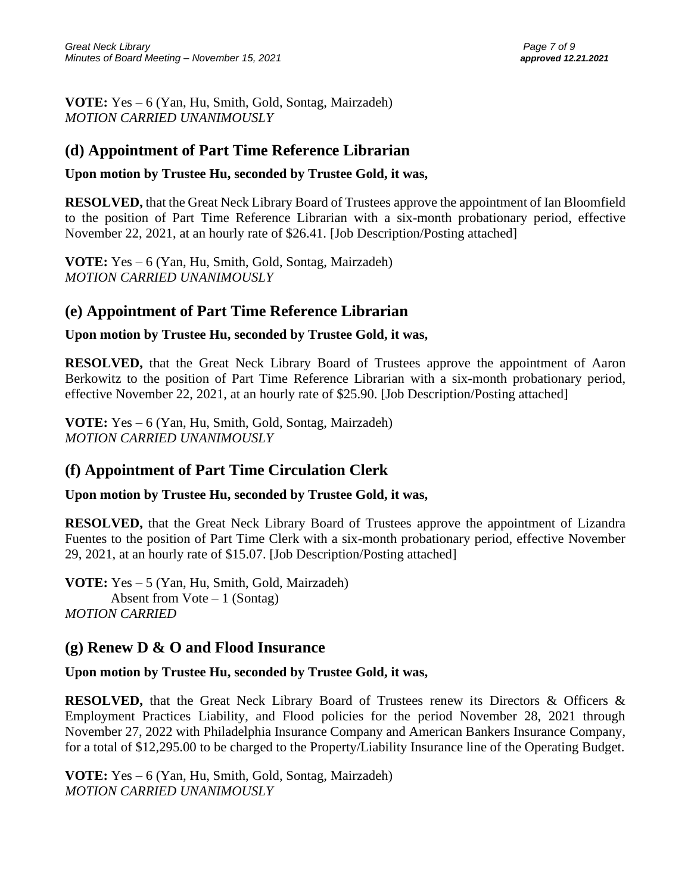**VOTE:** Yes – 6 (Yan, Hu, Smith, Gold, Sontag, Mairzadeh)
*MOTION CARRIED UNANIMOUSLY*

## (d) Appointment of Part Time Reference Librarian

**Upon motion by Trustee Hu, seconded by Trustee Gold, it was,**

**RESOLVED,** that the Great Neck Library Board of Trustees approve the appointment of Ian Bloomfield to the position of Part Time Reference Librarian with a six-month probationary period, effective November 22, 2021, at an hourly rate of $26.41. [Job Description/Posting attached]

**VOTE:** Yes – 6 (Yan, Hu, Smith, Gold, Sontag, Mairzadeh)
*MOTION CARRIED UNANIMOUSLY*

## (e) Appointment of Part Time Reference Librarian

**Upon motion by Trustee Hu, seconded by Trustee Gold, it was,**

**RESOLVED,** that the Great Neck Library Board of Trustees approve the appointment of Aaron Berkowitz to the position of Part Time Reference Librarian with a six-month probationary period, effective November 22, 2021, at an hourly rate of $25.90. [Job Description/Posting attached]

**VOTE:** Yes – 6 (Yan, Hu, Smith, Gold, Sontag, Mairzadeh)
*MOTION CARRIED UNANIMOUSLY*

## (f) Appointment of Part Time Circulation Clerk

**Upon motion by Trustee Hu, seconded by Trustee Gold, it was,**

**RESOLVED,** that the Great Neck Library Board of Trustees approve the appointment of Lizandra Fuentes to the position of Part Time Clerk with a six-month probationary period, effective November 29, 2021, at an hourly rate of $15.07. [Job Description/Posting attached]

**VOTE:** Yes – 5 (Yan, Hu, Smith, Gold, Mairzadeh)
Absent from Vote – 1 (Sontag)
*MOTION CARRIED*

## (g) Renew D & O and Flood Insurance

**Upon motion by Trustee Hu, seconded by Trustee Gold, it was,**

**RESOLVED,** that the Great Neck Library Board of Trustees renew its Directors & Officers & Employment Practices Liability, and Flood policies for the period November 28, 2021 through November 27, 2022 with Philadelphia Insurance Company and American Bankers Insurance Company, for a total of $12,295.00 to be charged to the Property/Liability Insurance line of the Operating Budget.

**VOTE:** Yes – 6 (Yan, Hu, Smith, Gold, Sontag, Mairzadeh)
*MOTION CARRIED UNANIMOUSLY*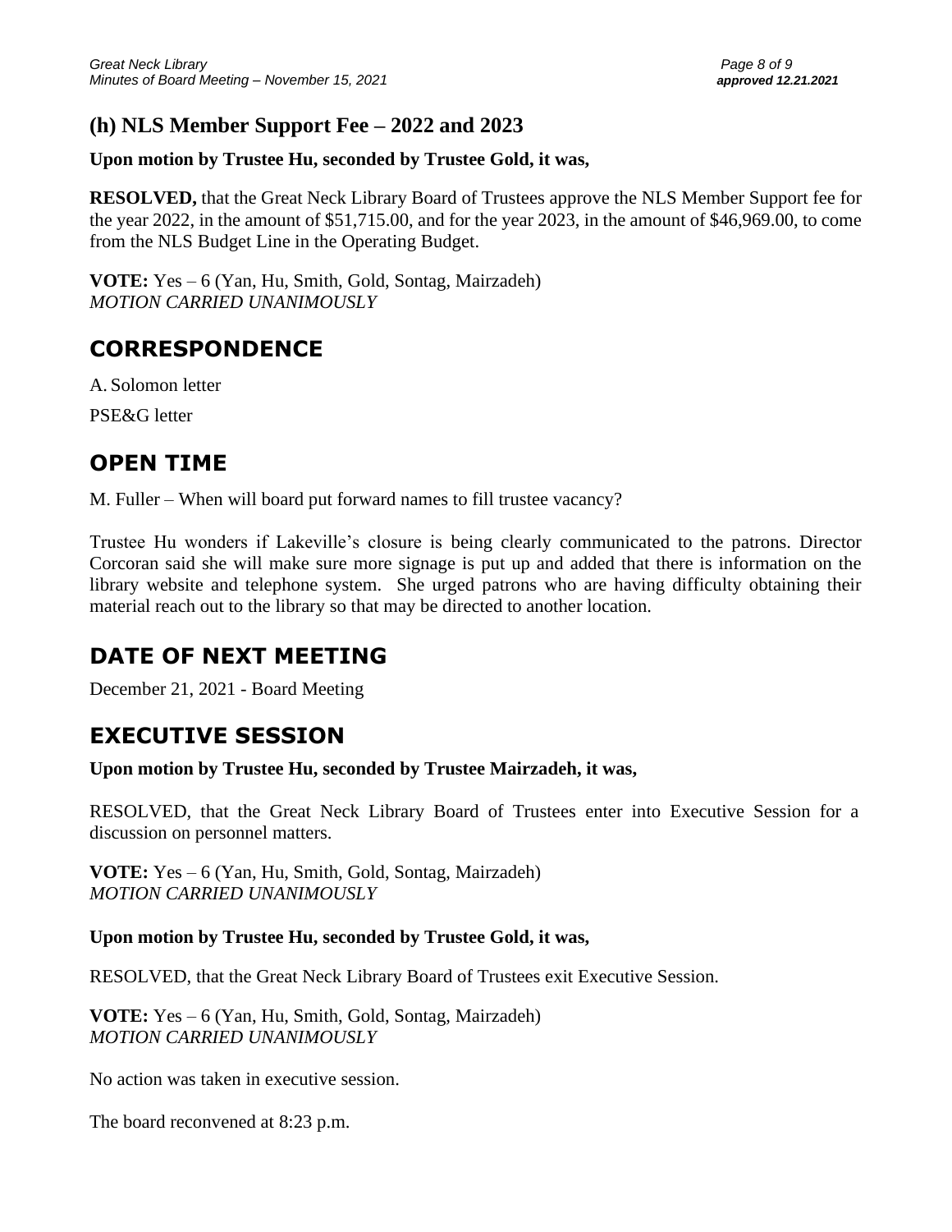### (h) NLS Member Support Fee – 2022 and 2023

**Upon motion by Trustee Hu, seconded by Trustee Gold, it was,**

**RESOLVED,** that the Great Neck Library Board of Trustees approve the NLS Member Support fee for the year 2022, in the amount of $51,715.00, and for the year 2023, in the amount of $46,969.00, to come from the NLS Budget Line in the Operating Budget.

**VOTE:** Yes – 6 (Yan, Hu, Smith, Gold, Sontag, Mairzadeh)
*MOTION CARRIED UNANIMOUSLY*

## CORRESPONDENCE

A. Solomon letter

PSE&G letter

## OPEN TIME

M. Fuller – When will board put forward names to fill trustee vacancy?

Trustee Hu wonders if Lakeville's closure is being clearly communicated to the patrons. Director Corcoran said she will make sure more signage is put up and added that there is information on the library website and telephone system. She urged patrons who are having difficulty obtaining their material reach out to the library so that may be directed to another location.

## DATE OF NEXT MEETING

December 21, 2021 - Board Meeting

## EXECUTIVE SESSION

**Upon motion by Trustee Hu, seconded by Trustee Mairzadeh, it was,**

RESOLVED, that the Great Neck Library Board of Trustees enter into Executive Session for a discussion on personnel matters.

**VOTE:** Yes – 6 (Yan, Hu, Smith, Gold, Sontag, Mairzadeh)
*MOTION CARRIED UNANIMOUSLY*

**Upon motion by Trustee Hu, seconded by Trustee Gold, it was,**

RESOLVED, that the Great Neck Library Board of Trustees exit Executive Session.

**VOTE:** Yes – 6 (Yan, Hu, Smith, Gold, Sontag, Mairzadeh)
*MOTION CARRIED UNANIMOUSLY*

No action was taken in executive session.

The board reconvened at 8:23 p.m.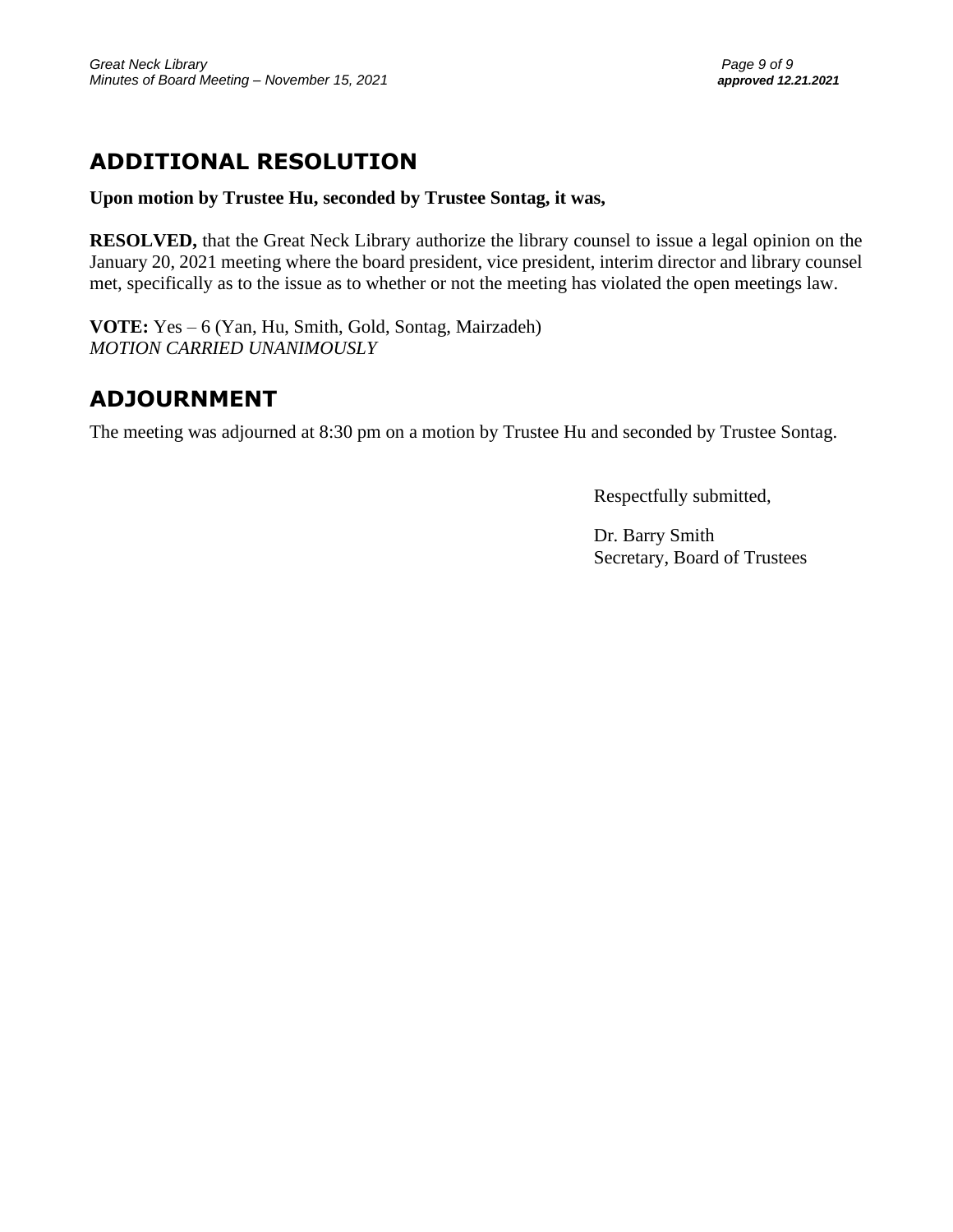## ADDITIONAL RESOLUTION

**Upon motion by Trustee Hu, seconded by Trustee Sontag, it was,**

**RESOLVED,** that the Great Neck Library authorize the library counsel to issue a legal opinion on the January 20, 2021 meeting where the board president, vice president, interim director and library counsel met, specifically as to the issue as to whether or not the meeting has violated the open meetings law.

**VOTE:** Yes – 6 (Yan, Hu, Smith, Gold, Sontag, Mairzadeh)
*MOTION CARRIED UNANIMOUSLY*

## ADJOURNMENT

The meeting was adjourned at 8:30 pm on a motion by Trustee Hu and seconded by Trustee Sontag.

Respectfully submitted,

Dr. Barry Smith
Secretary, Board of Trustees